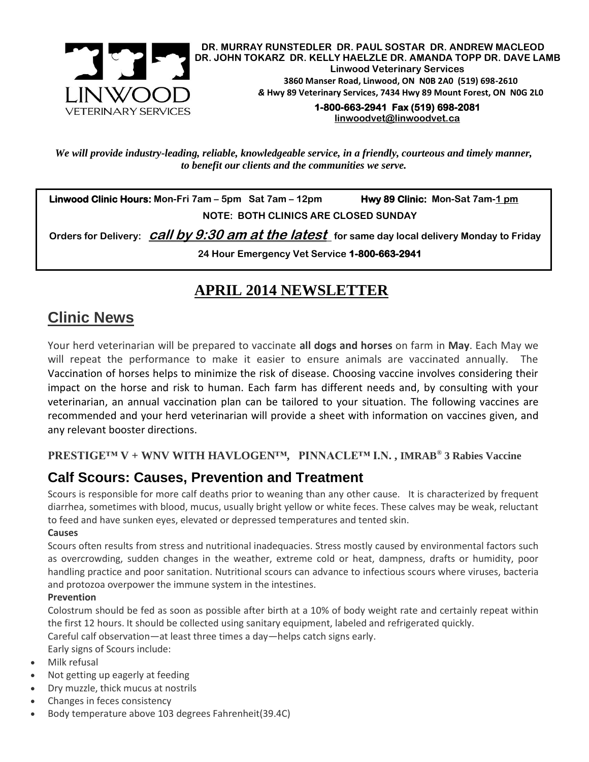**DR. MURRAY RUNSTEDLER DR. PAUL SOSTAR DR. ANDREW MACLEOD**
**DR. JOHN TOKARZ DR. KELLY HAELZLE DR. AMANDA TOPP DR. DAVE LAMB**
**Linwood Veterinary Services**
**3860 Manser Road, Linwood, ON N0B 2A0 (519) 698-2610**
***&* Hwy 89 Veterinary Services, 7434 Hwy 89 Mount Forest, ON N0G 2L0**
**1-800-663-2941 Fax (519) 698-2081**
**linwoodvet@linwoodvet.ca**

*We will provide industry-leading, reliable, knowledgeable service, in a friendly, courteous and timely manner, to benefit our clients and the communities we serve.*

**Linwood Clinic Hours:** Mon-Fri 7am – 5pm Sat 7am – 12pm **Hwy 89 Clinic:** Mon-Sat 7am-1 pm

**NOTE: BOTH CLINICS ARE CLOSED SUNDAY**

**Orders for Delivery:** ***call by 9:30 am at the latest*** **for same day local delivery Monday to Friday**

**24 Hour Emergency Vet Service 1-800-663-2941**

# APRIL 2014 NEWSLETTER

## Clinic News

Your herd veterinarian will be prepared to vaccinate **all dogs and horses** on farm in **May**. Each May we will repeat the performance to make it easier to ensure animals are vaccinated annually. The Vaccination of horses helps to minimize the risk of disease. Choosing vaccine involves considering their impact on the horse and risk to human. Each farm has different needs and, by consulting with your veterinarian, an annual vaccination plan can be tailored to your situation. The following vaccines are recommended and your herd veterinarian will provide a sheet with information on vaccines given, and any relevant booster directions.

**PRESTIGE™ V + WNV WITH HAVLOGEN™, PINNACLE™ I.N. , IMRAB® 3 Rabies Vaccine**

## Calf Scours: Causes, Prevention and Treatment

Scours is responsible for more calf deaths prior to weaning than any other cause. It is characterized by frequent diarrhea, sometimes with blood, mucus, usually bright yellow or white feces. These calves may be weak, reluctant to feed and have sunken eyes, elevated or depressed temperatures and tented skin.

**Causes**

Scours often results from stress and nutritional inadequacies. Stress mostly caused by environmental factors such as overcrowding, sudden changes in the weather, extreme cold or heat, dampness, drafts or humidity, poor handling practice and poor sanitation. Nutritional scours can advance to infectious scours where viruses, bacteria and protozoa overpower the immune system in the intestines.

**Prevention**

Colostrum should be fed as soon as possible after birth at a 10% of body weight rate and certainly repeat within the first 12 hours. It should be collected using sanitary equipment, labeled and refrigerated quickly.

Careful calf observation—at least three times a day—helps catch signs early.

Early signs of Scours include:

- Milk refusal
- Not getting up eagerly at feeding
- Dry muzzle, thick mucus at nostrils
- Changes in feces consistency
- Body temperature above 103 degrees Fahrenheit(39.4C)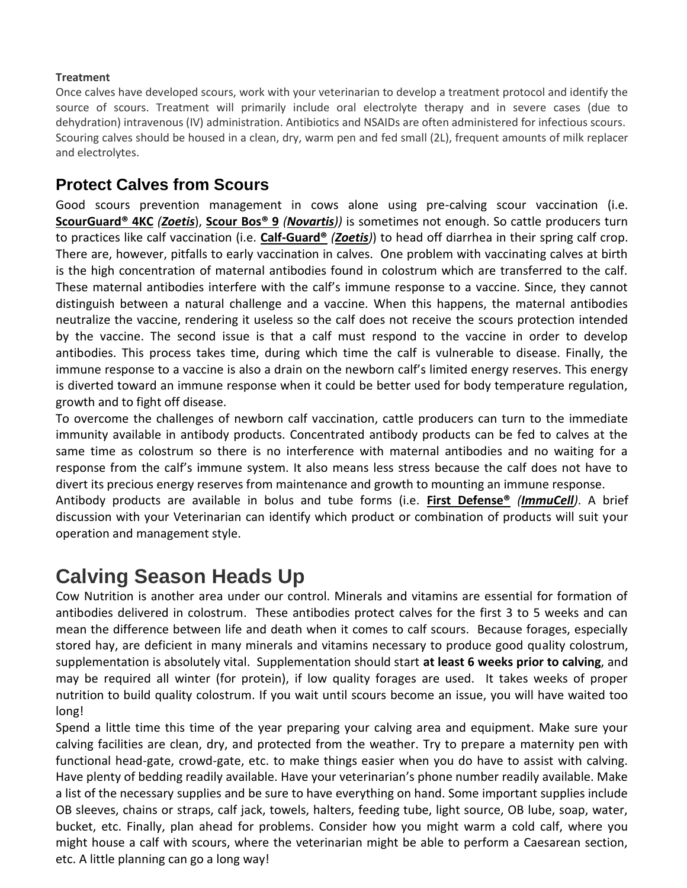**Treatment**

Once calves have developed scours, work with your veterinarian to develop a treatment protocol and identify the source of scours. Treatment will primarily include oral electrolyte therapy and in severe cases (due to dehydration) intravenous (IV) administration. Antibiotics and NSAIDs are often administered for infectious scours. Scouring calves should be housed in a clean, dry, warm pen and fed small (2L), frequent amounts of milk replacer and electrolytes.

## Protect Calves from Scours

Good scours prevention management in cows alone using pre-calving scour vaccination (i.e. **ScourGuard® 4KC** *(**Zoetis**)*, **Scour Bos® 9** *(**Novartis**))* is sometimes not enough. So cattle producers turn to practices like calf vaccination (i.e. **Calf-Guard®** *(**Zoetis**)*) to head off diarrhea in their spring calf crop. There are, however, pitfalls to early vaccination in calves. One problem with vaccinating calves at birth is the high concentration of maternal antibodies found in colostrum which are transferred to the calf. These maternal antibodies interfere with the calf's immune response to a vaccine. Since, they cannot distinguish between a natural challenge and a vaccine. When this happens, the maternal antibodies neutralize the vaccine, rendering it useless so the calf does not receive the scours protection intended by the vaccine. The second issue is that a calf must respond to the vaccine in order to develop antibodies. This process takes time, during which time the calf is vulnerable to disease. Finally, the immune response to a vaccine is also a drain on the newborn calf's limited energy reserves. This energy is diverted toward an immune response when it could be better used for body temperature regulation, growth and to fight off disease.

To overcome the challenges of newborn calf vaccination, cattle producers can turn to the immediate immunity available in antibody products. Concentrated antibody products can be fed to calves at the same time as colostrum so there is no interference with maternal antibodies and no waiting for a response from the calf's immune system. It also means less stress because the calf does not have to divert its precious energy reserves from maintenance and growth to mounting an immune response.

Antibody products are available in bolus and tube forms (i.e. **First Defense®** *(**ImmuCell**)*. A brief discussion with your Veterinarian can identify which product or combination of products will suit your operation and management style.

# Calving Season Heads Up

Cow Nutrition is another area under our control. Minerals and vitamins are essential for formation of antibodies delivered in colostrum. These antibodies protect calves for the first 3 to 5 weeks and can mean the difference between life and death when it comes to calf scours. Because forages, especially stored hay, are deficient in many minerals and vitamins necessary to produce good quality colostrum, supplementation is absolutely vital. Supplementation should start **at least 6 weeks prior to calving**, and may be required all winter (for protein), if low quality forages are used. It takes weeks of proper nutrition to build quality colostrum. If you wait until scours become an issue, you will have waited too long!

Spend a little time this time of the year preparing your calving area and equipment. Make sure your calving facilities are clean, dry, and protected from the weather. Try to prepare a maternity pen with functional head-gate, crowd-gate, etc. to make things easier when you do have to assist with calving. Have plenty of bedding readily available. Have your veterinarian's phone number readily available. Make a list of the necessary supplies and be sure to have everything on hand. Some important supplies include OB sleeves, chains or straps, calf jack, towels, halters, feeding tube, light source, OB lube, soap, water, bucket, etc. Finally, plan ahead for problems. Consider how you might warm a cold calf, where you might house a calf with scours, where the veterinarian might be able to perform a Caesarean section, etc. A little planning can go a long way!